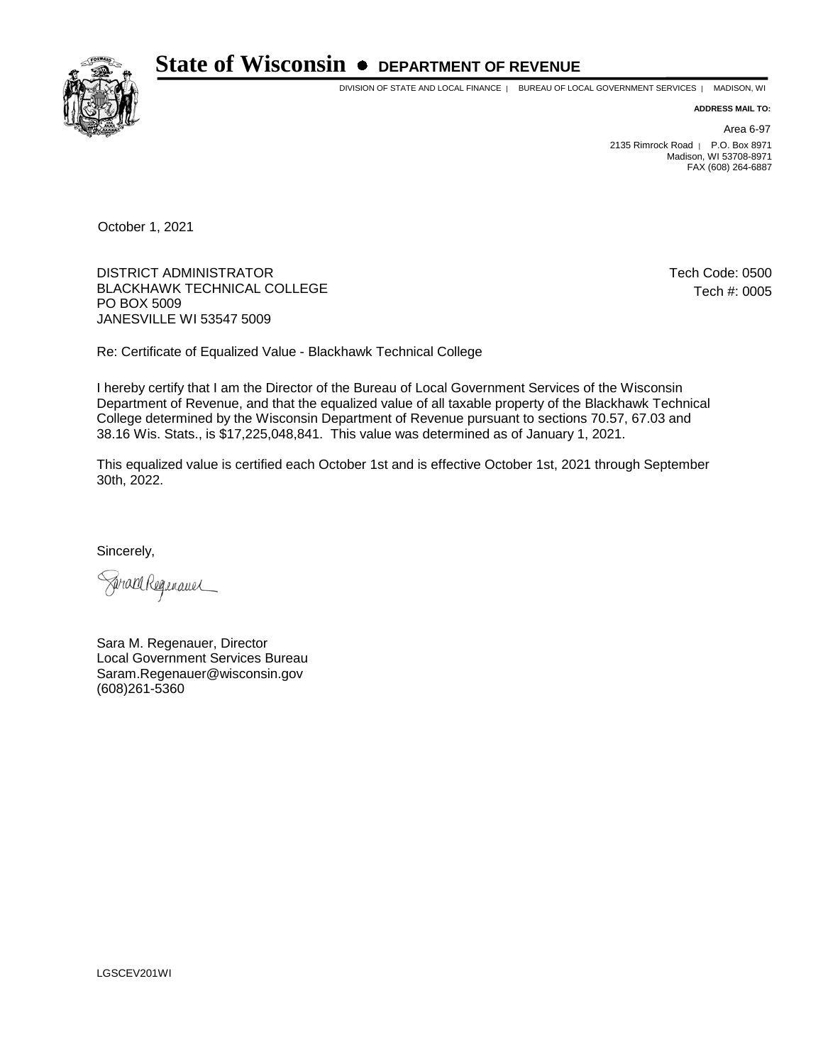# State of Wisconsin • DEPARTMENT OF REVENUE

DIVISION OF STATE AND LOCAL FINANCE | BUREAU OF LOCAL GOVERNMENT SERVICES | MADISON, WI

**ADDRESS MAIL TO:**

Area 6-97
2135 Rimrock Road | P.O. Box 8971
Madison, WI 53708-8971
FAX (608) 264-6887

October 1, 2021

DISTRICT ADMINISTRATOR
BLACKHAWK TECHNICAL COLLEGE
PO BOX 5009
JANESVILLE WI 53547 5009

Tech Code: 0500
Tech #: 0005

Re: Certificate of Equalized Value - Blackhawk Technical College

I hereby certify that I am the Director of the Bureau of Local Government Services of the Wisconsin Department of Revenue, and that the equalized value of all taxable property of the Blackhawk Technical College determined by the Wisconsin Department of Revenue pursuant to sections 70.57, 67.03 and 38.16 Wis. Stats., is $17,225,048,841. This value was determined as of January 1, 2021.

This equalized value is certified each October 1st and is effective October 1st, 2021 through September 30th, 2022.

Sincerely,

Sara M. Regenauer, Director
Local Government Services Bureau
Saram.Regenauer@wisconsin.gov
(608)261-5360

LGSCEV201WI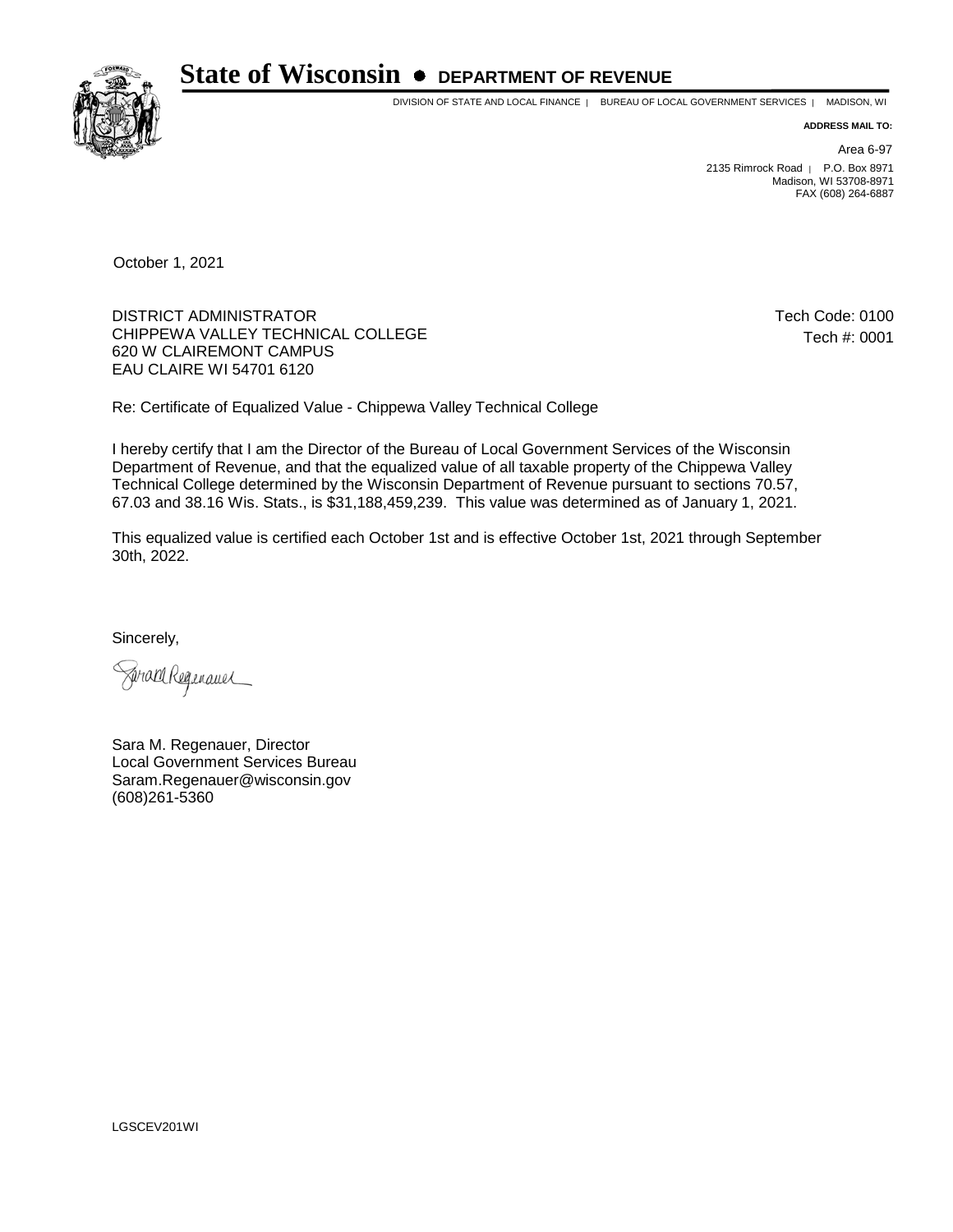# State of Wisconsin • DEPARTMENT OF REVENUE

DIVISION OF STATE AND LOCAL FINANCE | BUREAU OF LOCAL GOVERNMENT SERVICES | MADISON, WI

**ADDRESS MAIL TO:**

Area 6-97
2135 Rimrock Road | P.O. Box 8971
Madison, WI 53708-8971
FAX (608) 264-6887

October 1, 2021

DISTRICT ADMINISTRATOR
CHIPPEWA VALLEY TECHNICAL COLLEGE
620 W CLAIREMONT CAMPUS
EAU CLAIRE WI 54701 6120

Tech Code: 0100
Tech #: 0001

Re: Certificate of Equalized Value - Chippewa Valley Technical College

I hereby certify that I am the Director of the Bureau of Local Government Services of the Wisconsin Department of Revenue, and that the equalized value of all taxable property of the Chippewa Valley Technical College determined by the Wisconsin Department of Revenue pursuant to sections 70.57, 67.03 and 38.16 Wis. Stats., is $31,188,459,239. This value was determined as of January 1, 2021.

This equalized value is certified each October 1st and is effective October 1st, 2021 through September 30th, 2022.

Sincerely,

Sara M. Regenauer, Director
Local Government Services Bureau
Saram.Regenauer@wisconsin.gov
(608)261-5360

LGSCEV201WI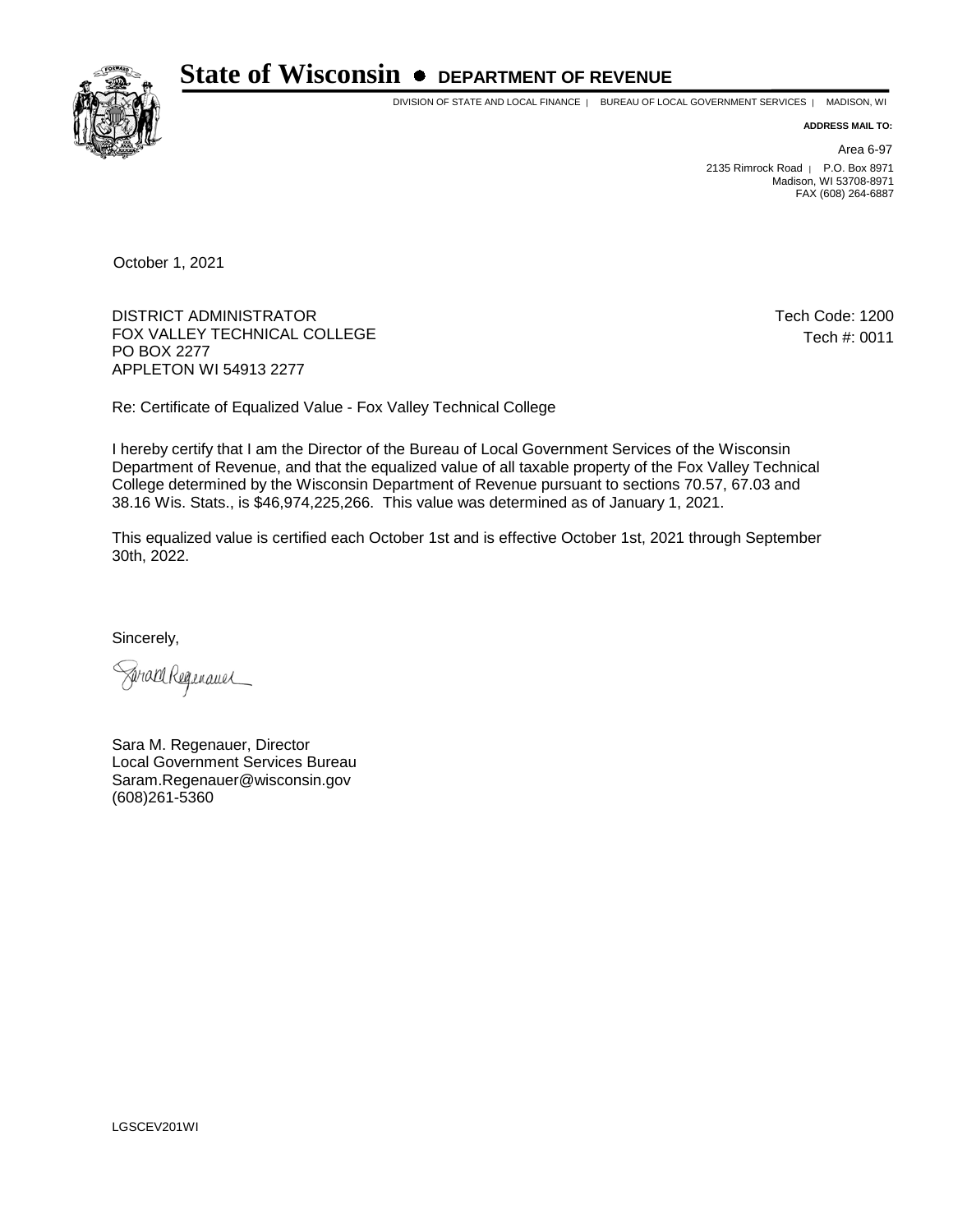# State of Wisconsin • DEPARTMENT OF REVENUE

DIVISION OF STATE AND LOCAL FINANCE | BUREAU OF LOCAL GOVERNMENT SERVICES | MADISON, WI

**ADDRESS MAIL TO:**

Area 6-97

2135 Rimrock Road | P.O. Box 8971
Madison, WI 53708-8971
FAX (608) 264-6887

October 1, 2021

DISTRICT ADMINISTRATOR
FOX VALLEY TECHNICAL COLLEGE
PO BOX 2277
APPLETON WI 54913 2277

Tech Code: 1200
Tech #: 0011

Re: Certificate of Equalized Value - Fox Valley Technical College

I hereby certify that I am the Director of the Bureau of Local Government Services of the Wisconsin Department of Revenue, and that the equalized value of all taxable property of the Fox Valley Technical College determined by the Wisconsin Department of Revenue pursuant to sections 70.57, 67.03 and 38.16 Wis. Stats., is $46,974,225,266. This value was determined as of January 1, 2021.

This equalized value is certified each October 1st and is effective October 1st, 2021 through September 30th, 2022.

Sincerely,

Sara M. Regenauer, Director
Local Government Services Bureau
Saram.Regenauer@wisconsin.gov
(608)261-5360

LGSCEV201WI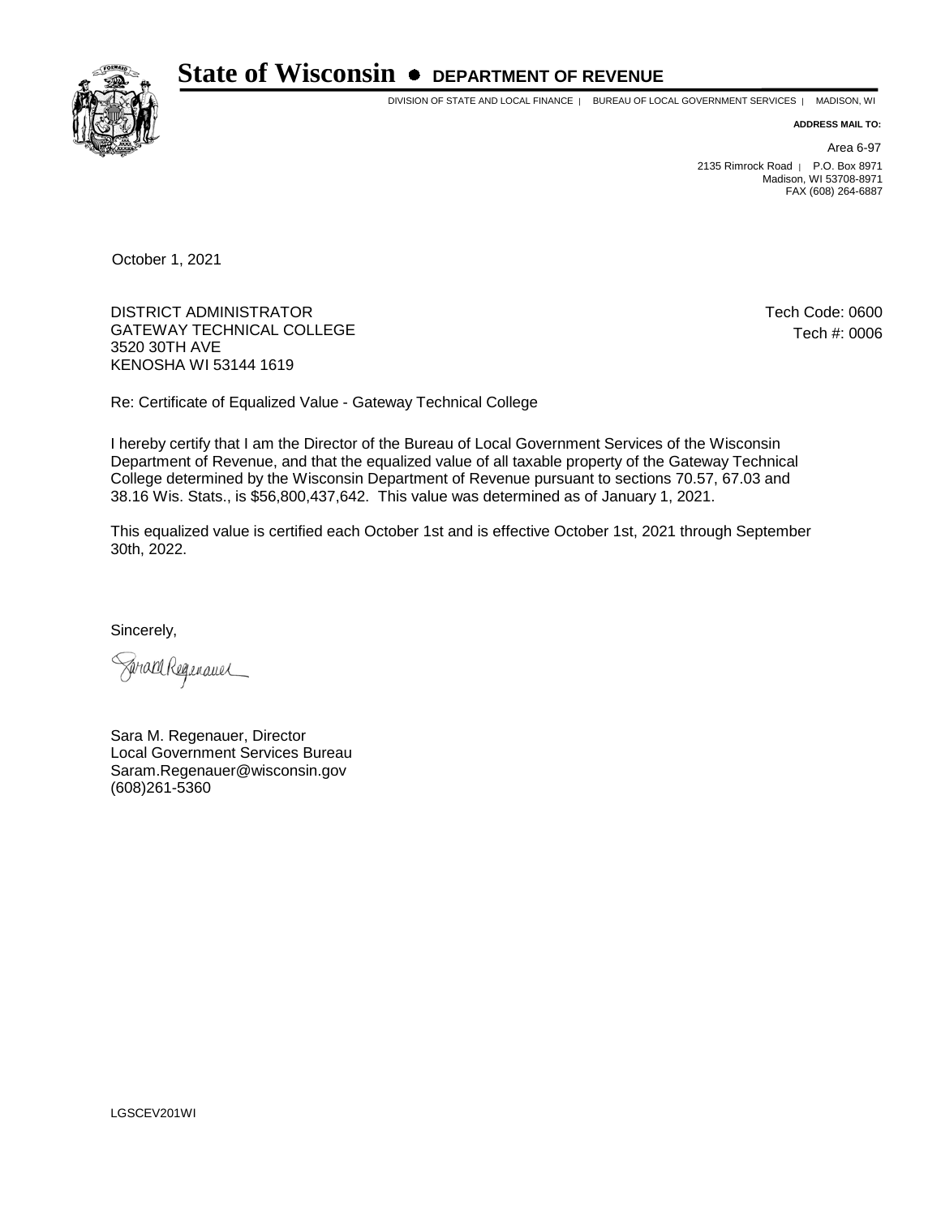# State of Wisconsin • DEPARTMENT OF REVENUE

DIVISION OF STATE AND LOCAL FINANCE | BUREAU OF LOCAL GOVERNMENT SERVICES | MADISON, WI

**ADDRESS MAIL TO:**

Area 6-97
2135 Rimrock Road | P.O. Box 8971
Madison, WI 53708-8971
FAX (608) 264-6887

October 1, 2021

DISTRICT ADMINISTRATOR
GATEWAY TECHNICAL COLLEGE
3520 30TH AVE
KENOSHA WI 53144 1619

Tech Code: 0600
Tech #: 0006

Re: Certificate of Equalized Value - Gateway Technical College

I hereby certify that I am the Director of the Bureau of Local Government Services of the Wisconsin Department of Revenue, and that the equalized value of all taxable property of the Gateway Technical College determined by the Wisconsin Department of Revenue pursuant to sections 70.57, 67.03 and 38.16 Wis. Stats., is $56,800,437,642. This value was determined as of January 1, 2021.

This equalized value is certified each October 1st and is effective October 1st, 2021 through September 30th, 2022.

Sincerely,

Sara M. Regenauer, Director
Local Government Services Bureau
Saram.Regenauer@wisconsin.gov
(608)261-5360

LGSCEV201WI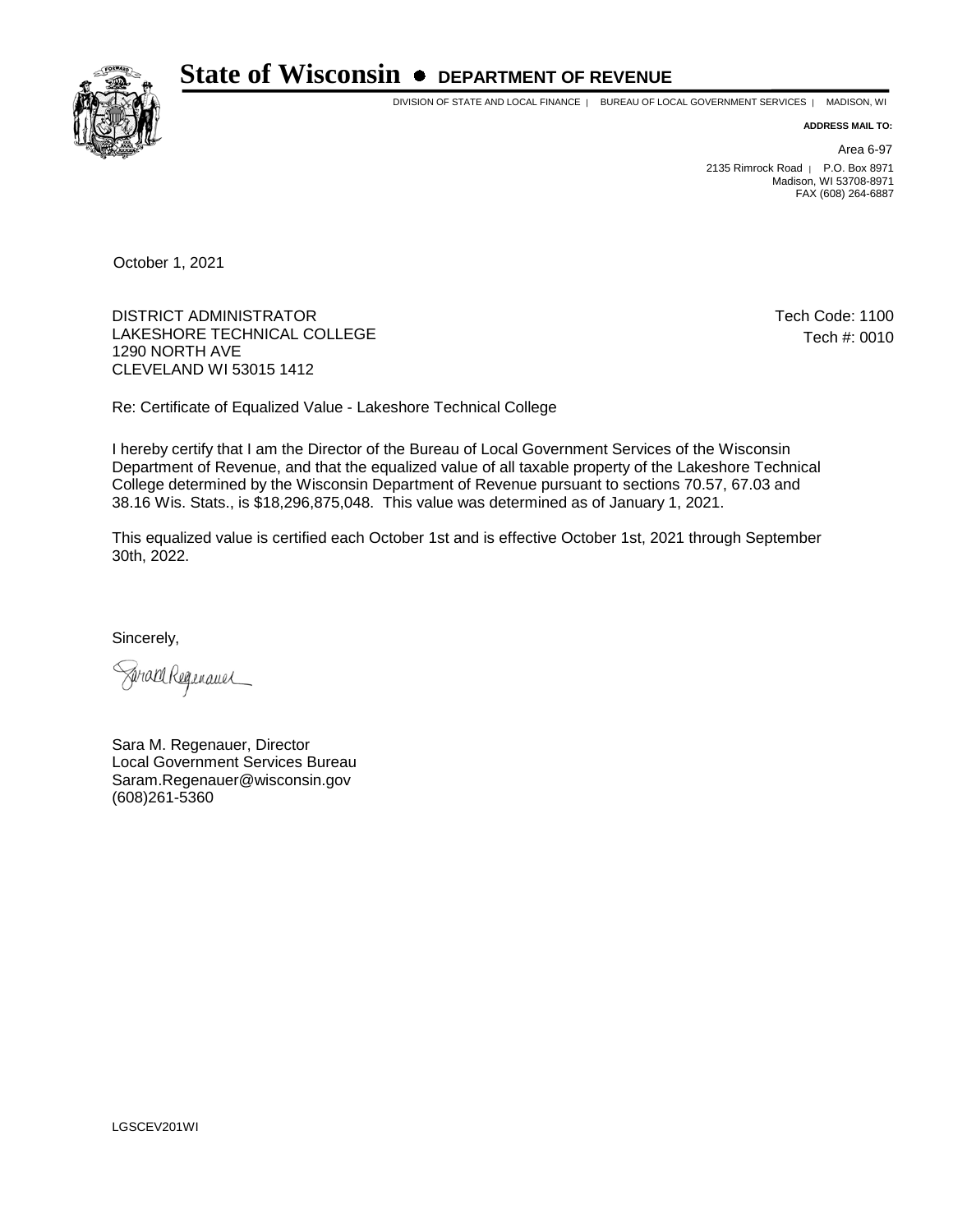# State of Wisconsin • DEPARTMENT OF REVENUE

DIVISION OF STATE AND LOCAL FINANCE | BUREAU OF LOCAL GOVERNMENT SERVICES | MADISON, WI

**ADDRESS MAIL TO:**

Area 6-97
2135 Rimrock Road | P.O. Box 8971
Madison, WI 53708-8971
FAX (608) 264-6887

October 1, 2021

DISTRICT ADMINISTRATOR
LAKESHORE TECHNICAL COLLEGE
1290 NORTH AVE
CLEVELAND WI 53015 1412

Tech Code: 1100
Tech #: 0010

Re: Certificate of Equalized Value - Lakeshore Technical College

I hereby certify that I am the Director of the Bureau of Local Government Services of the Wisconsin Department of Revenue, and that the equalized value of all taxable property of the Lakeshore Technical College determined by the Wisconsin Department of Revenue pursuant to sections 70.57, 67.03 and 38.16 Wis. Stats., is $18,296,875,048. This value was determined as of January 1, 2021.

This equalized value is certified each October 1st and is effective October 1st, 2021 through September 30th, 2022.

Sincerely,

Sara M. Regenauer, Director
Local Government Services Bureau
Saram.Regenauer@wisconsin.gov
(608)261-5360

LGSCEV201WI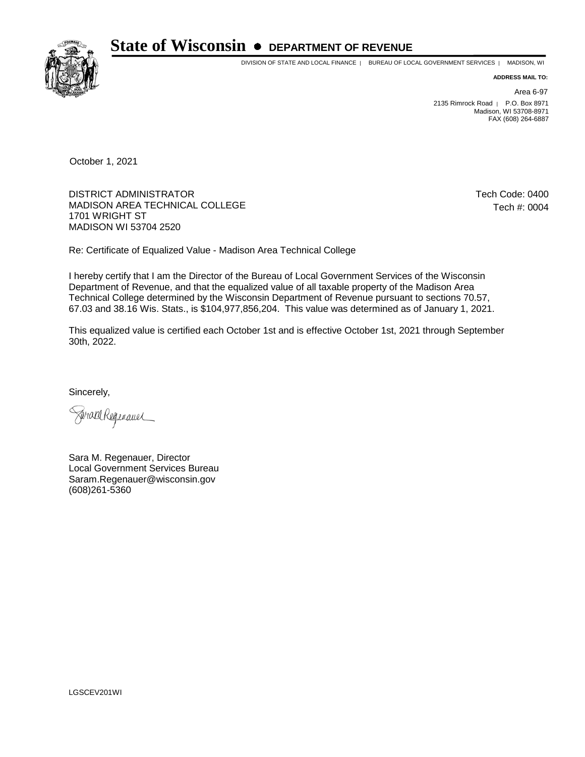# State of Wisconsin • DEPARTMENT OF REVENUE

DIVISION OF STATE AND LOCAL FINANCE | BUREAU OF LOCAL GOVERNMENT SERVICES | MADISON, WI

**ADDRESS MAIL TO:**

Area 6-97

2135 Rimrock Road | P.O. Box 8971
Madison, WI 53708-8971
FAX (608) 264-6887

October 1, 2021

DISTRICT ADMINISTRATOR
MADISON AREA TECHNICAL COLLEGE
1701 WRIGHT ST
MADISON WI 53704 2520

Tech Code: 0400
Tech #: 0004

Re: Certificate of Equalized Value - Madison Area Technical College

I hereby certify that I am the Director of the Bureau of Local Government Services of the Wisconsin Department of Revenue, and that the equalized value of all taxable property of the Madison Area Technical College determined by the Wisconsin Department of Revenue pursuant to sections 70.57, 67.03 and 38.16 Wis. Stats., is $104,977,856,204. This value was determined as of January 1, 2021.

This equalized value is certified each October 1st and is effective October 1st, 2021 through September 30th, 2022.

Sincerely,

Sara M. Regenauer, Director
Local Government Services Bureau
Saram.Regenauer@wisconsin.gov
(608)261-5360

LGSCEV201WI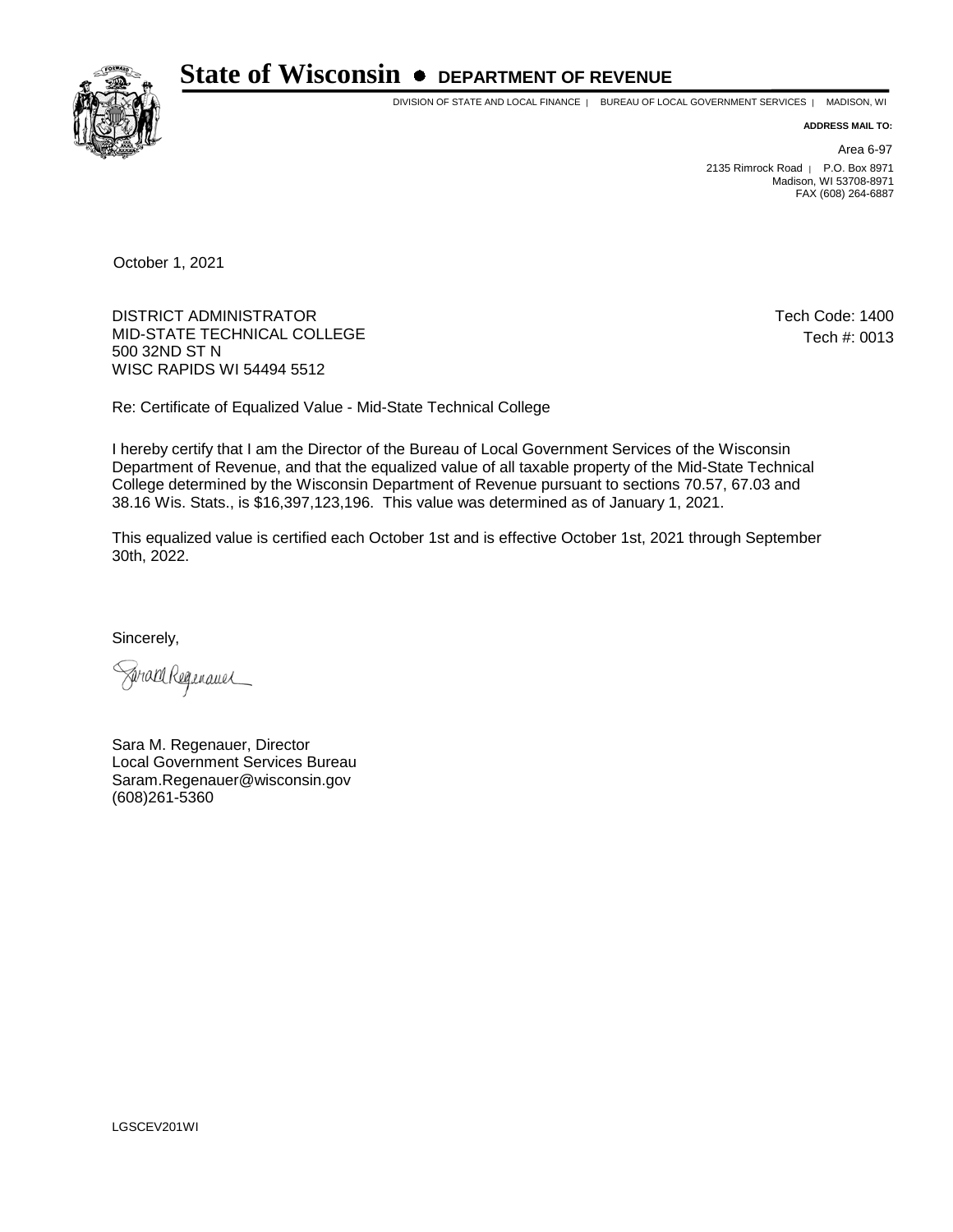# State of Wisconsin • DEPARTMENT OF REVENUE

DIVISION OF STATE AND LOCAL FINANCE | BUREAU OF LOCAL GOVERNMENT SERVICES | MADISON, WI

**ADDRESS MAIL TO:**

Area 6-97

2135 Rimrock Road | P.O. Box 8971
Madison, WI 53708-8971
FAX (608) 264-6887

October 1, 2021

DISTRICT ADMINISTRATOR
MID-STATE TECHNICAL COLLEGE
500 32ND ST N
WISC RAPIDS WI 54494 5512

Tech Code: 1400
Tech #: 0013

Re: Certificate of Equalized Value - Mid-State Technical College

I hereby certify that I am the Director of the Bureau of Local Government Services of the Wisconsin Department of Revenue, and that the equalized value of all taxable property of the Mid-State Technical College determined by the Wisconsin Department of Revenue pursuant to sections 70.57, 67.03 and 38.16 Wis. Stats., is $16,397,123,196. This value was determined as of January 1, 2021.

This equalized value is certified each October 1st and is effective October 1st, 2021 through September 30th, 2022.

Sincerely,

Sarah Regenauer

Sara M. Regenauer, Director
Local Government Services Bureau
Saram.Regenauer@wisconsin.gov
(608)261-5360

LGSCEV201WI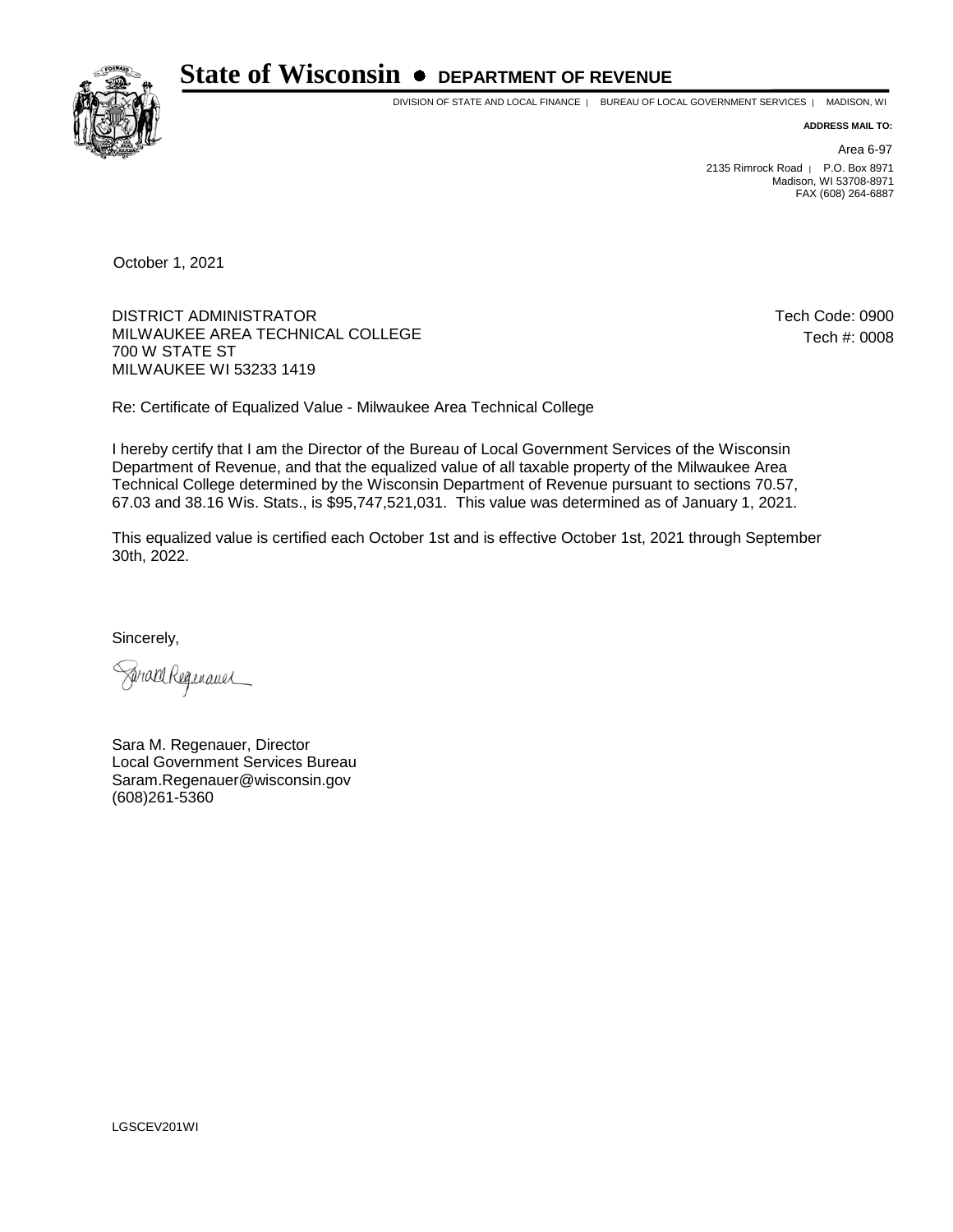# State of Wisconsin • DEPARTMENT OF REVENUE

DIVISION OF STATE AND LOCAL FINANCE | BUREAU OF LOCAL GOVERNMENT SERVICES | MADISON, WI

**ADDRESS MAIL TO:**

Area 6-97

2135 Rimrock Road | P.O. Box 8971
Madison, WI 53708-8971
FAX (608) 264-6887

October 1, 2021

DISTRICT ADMINISTRATOR
MILWAUKEE AREA TECHNICAL COLLEGE
700 W STATE ST
MILWAUKEE WI 53233 1419

Tech Code: 0900
Tech #: 0008

Re: Certificate of Equalized Value - Milwaukee Area Technical College

I hereby certify that I am the Director of the Bureau of Local Government Services of the Wisconsin Department of Revenue, and that the equalized value of all taxable property of the Milwaukee Area Technical College determined by the Wisconsin Department of Revenue pursuant to sections 70.57, 67.03 and 38.16 Wis. Stats., is $95,747,521,031. This value was determined as of January 1, 2021.

This equalized value is certified each October 1st and is effective October 1st, 2021 through September 30th, 2022.

Sincerely,

Sara M. Regenauer, Director
Local Government Services Bureau
Saram.Regenauer@wisconsin.gov
(608)261-5360

LGSCEV201WI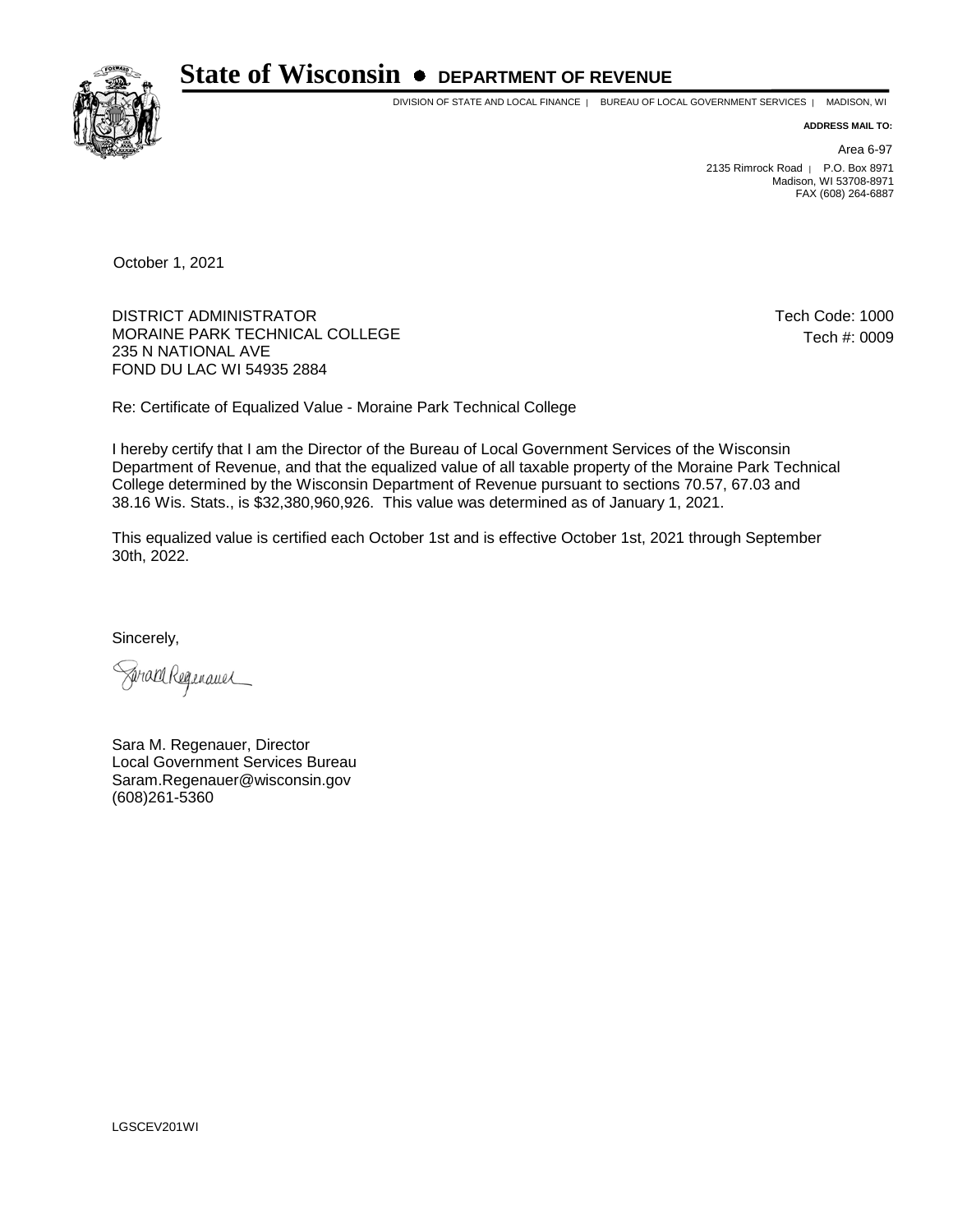# State of Wisconsin • DEPARTMENT OF REVENUE

DIVISION OF STATE AND LOCAL FINANCE | BUREAU OF LOCAL GOVERNMENT SERVICES | MADISON, WI

**ADDRESS MAIL TO:**

Area 6-97
2135 Rimrock Road | P.O. Box 8971
Madison, WI 53708-8971
FAX (608) 264-6887

October 1, 2021

DISTRICT ADMINISTRATOR
MORAINE PARK TECHNICAL COLLEGE
235 N NATIONAL AVE
FOND DU LAC WI 54935 2884

Tech Code: 1000
Tech #: 0009

Re: Certificate of Equalized Value - Moraine Park Technical College

I hereby certify that I am the Director of the Bureau of Local Government Services of the Wisconsin Department of Revenue, and that the equalized value of all taxable property of the Moraine Park Technical College determined by the Wisconsin Department of Revenue pursuant to sections 70.57, 67.03 and 38.16 Wis. Stats., is $32,380,960,926. This value was determined as of January 1, 2021.

This equalized value is certified each October 1st and is effective October 1st, 2021 through September 30th, 2022.

Sincerely,

Sara M. Regenauer, Director
Local Government Services Bureau
Saram.Regenauer@wisconsin.gov
(608)261-5360

LGSCEV201WI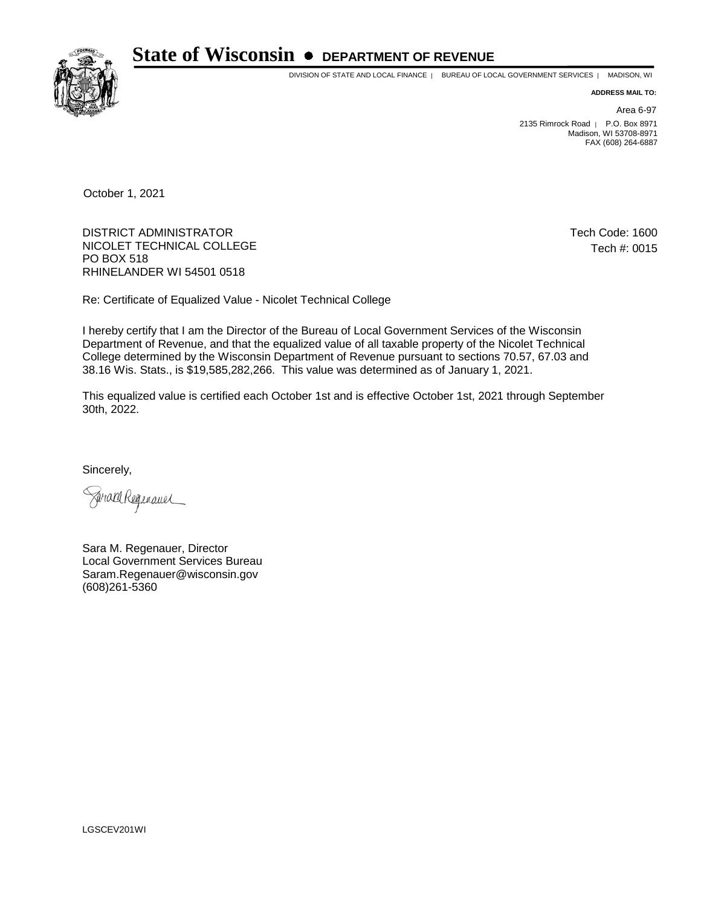# State of Wisconsin • DEPARTMENT OF REVENUE

DIVISION OF STATE AND LOCAL FINANCE | BUREAU OF LOCAL GOVERNMENT SERVICES | MADISON, WI

**ADDRESS MAIL TO:**

Area 6-97
2135 Rimrock Road | P.O. Box 8971
Madison, WI 53708-8971
FAX (608) 264-6887

October 1, 2021

DISTRICT ADMINISTRATOR
NICOLET TECHNICAL COLLEGE
PO BOX 518
RHINELANDER WI 54501 0518

Tech Code: 1600
Tech #: 0015

Re: Certificate of Equalized Value - Nicolet Technical College

I hereby certify that I am the Director of the Bureau of Local Government Services of the Wisconsin Department of Revenue, and that the equalized value of all taxable property of the Nicolet Technical College determined by the Wisconsin Department of Revenue pursuant to sections 70.57, 67.03 and 38.16 Wis. Stats., is $19,585,282,266. This value was determined as of January 1, 2021.

This equalized value is certified each October 1st and is effective October 1st, 2021 through September 30th, 2022.

Sincerely,

Sara M. Regenauer, Director
Local Government Services Bureau
Saram.Regenauer@wisconsin.gov
(608)261-5360

LGSCEV201WI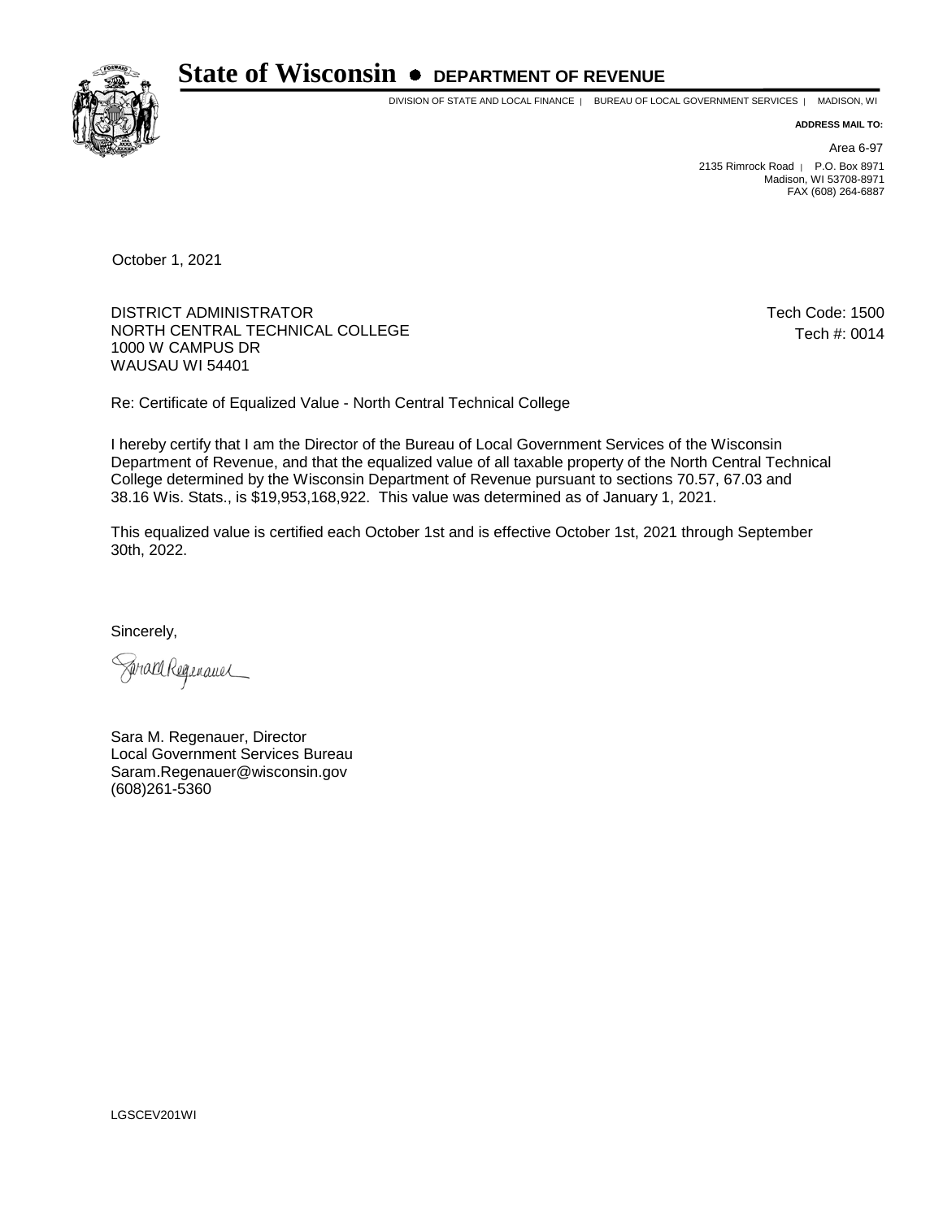# State of Wisconsin • DEPARTMENT OF REVENUE

DIVISION OF STATE AND LOCAL FINANCE | BUREAU OF LOCAL GOVERNMENT SERVICES | MADISON, WI

**ADDRESS MAIL TO:**

Area 6-97
2135 Rimrock Road | P.O. Box 8971
Madison, WI 53708-8971
FAX (608) 264-6887

October 1, 2021

DISTRICT ADMINISTRATOR
NORTH CENTRAL TECHNICAL COLLEGE
1000 W CAMPUS DR
WAUSAU WI 54401

Tech Code: 1500
Tech #: 0014

Re: Certificate of Equalized Value - North Central Technical College

I hereby certify that I am the Director of the Bureau of Local Government Services of the Wisconsin Department of Revenue, and that the equalized value of all taxable property of the North Central Technical College determined by the Wisconsin Department of Revenue pursuant to sections 70.57, 67.03 and 38.16 Wis. Stats., is $19,953,168,922. This value was determined as of January 1, 2021.

This equalized value is certified each October 1st and is effective October 1st, 2021 through September 30th, 2022.

Sincerely,

Sara M. Regenauer, Director
Local Government Services Bureau
Saram.Regenauer@wisconsin.gov
(608)261-5360

LGSCEV201WI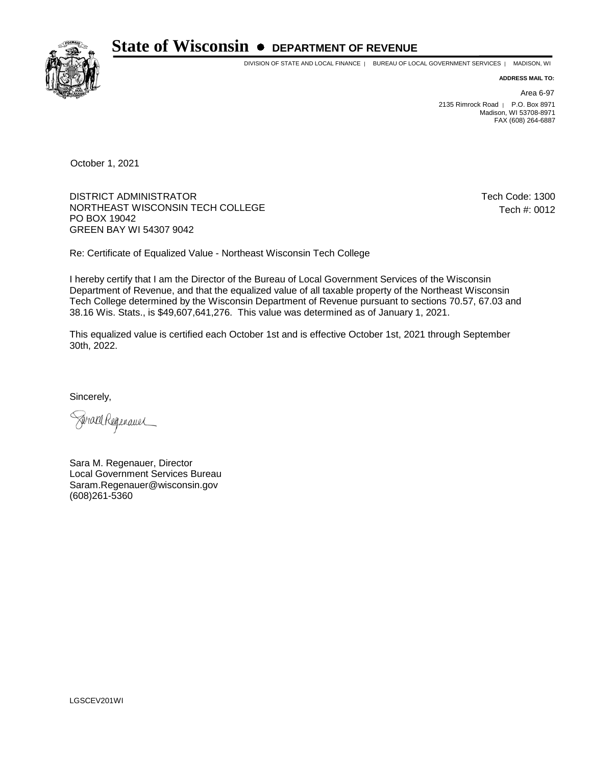# State of Wisconsin ● DEPARTMENT OF REVENUE

DIVISION OF STATE AND LOCAL FINANCE | BUREAU OF LOCAL GOVERNMENT SERVICES | MADISON, WI

**ADDRESS MAIL TO:**

Area 6-97
2135 Rimrock Road | P.O. Box 8971
Madison, WI 53708-8971
FAX (608) 264-6887

October 1, 2021

DISTRICT ADMINISTRATOR
NORTHEAST WISCONSIN TECH COLLEGE
PO BOX 19042
GREEN BAY WI 54307 9042

Tech Code: 1300
Tech #: 0012

Re: Certificate of Equalized Value - Northeast Wisconsin Tech College

I hereby certify that I am the Director of the Bureau of Local Government Services of the Wisconsin Department of Revenue, and that the equalized value of all taxable property of the Northeast Wisconsin Tech College determined by the Wisconsin Department of Revenue pursuant to sections 70.57, 67.03 and 38.16 Wis. Stats., is $49,607,641,276. This value was determined as of January 1, 2021.

This equalized value is certified each October 1st and is effective October 1st, 2021 through September 30th, 2022.

Sincerely,

Sara M. Regenauer, Director
Local Government Services Bureau
Saram.Regenauer@wisconsin.gov
(608)261-5360

LGSCEV201WI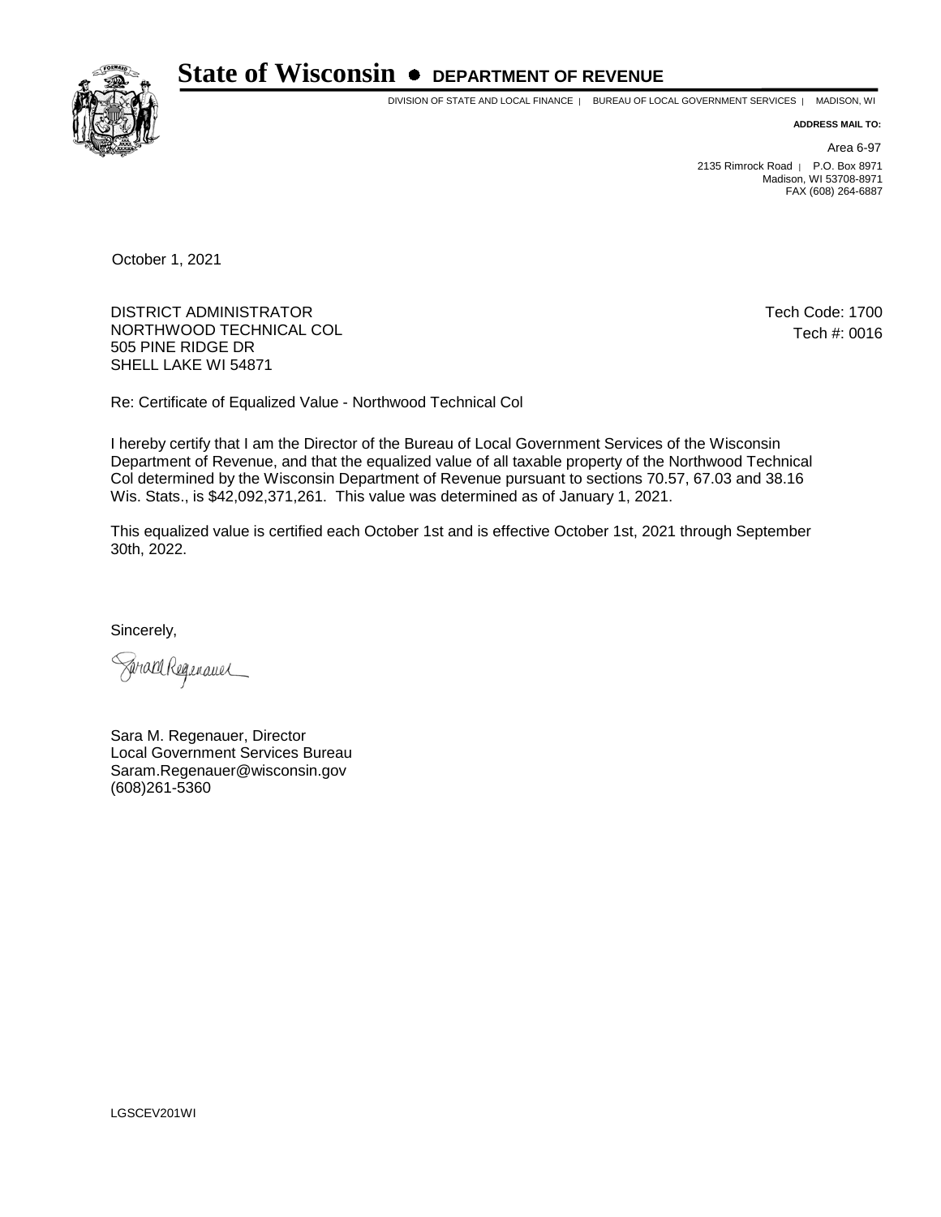# State of Wisconsin • DEPARTMENT OF REVENUE

DIVISION OF STATE AND LOCAL FINANCE | BUREAU OF LOCAL GOVERNMENT SERVICES | MADISON, WI

**ADDRESS MAIL TO:**

Area 6-97
2135 Rimrock Road | P.O. Box 8971
Madison, WI 53708-8971
FAX (608) 264-6887

October 1, 2021

DISTRICT ADMINISTRATOR
NORTHWOOD TECHNICAL COL
505 PINE RIDGE DR
SHELL LAKE WI 54871

Tech Code: 1700
Tech #: 0016

Re: Certificate of Equalized Value - Northwood Technical Col

I hereby certify that I am the Director of the Bureau of Local Government Services of the Wisconsin Department of Revenue, and that the equalized value of all taxable property of the Northwood Technical Col determined by the Wisconsin Department of Revenue pursuant to sections 70.57, 67.03 and 38.16 Wis. Stats., is $42,092,371,261. This value was determined as of January 1, 2021.

This equalized value is certified each October 1st and is effective October 1st, 2021 through September 30th, 2022.

Sincerely,

Sara M. Regenauer

Sara M. Regenauer, Director
Local Government Services Bureau
Saram.Regenauer@wisconsin.gov
(608)261-5360

LGSCEV201WI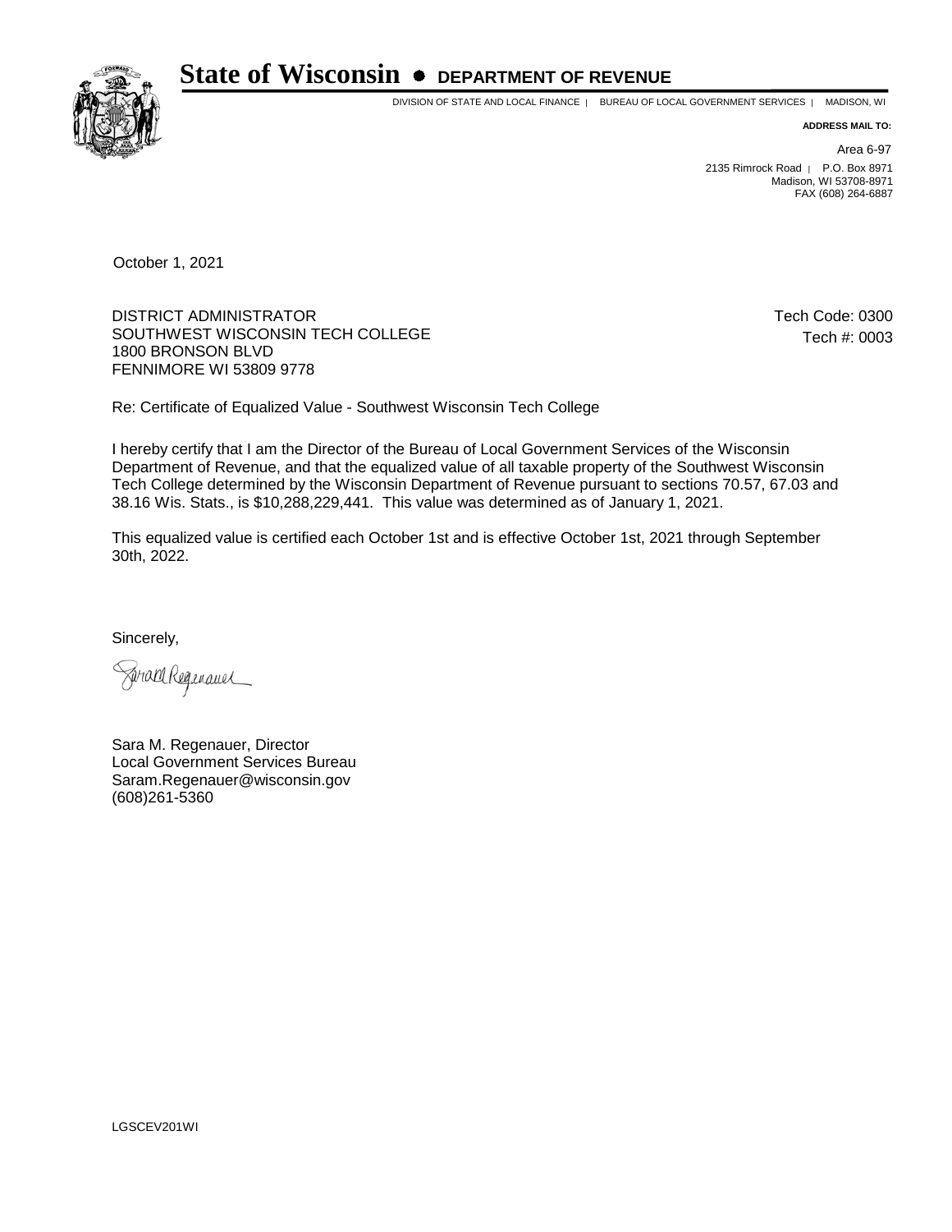# State of Wisconsin • DEPARTMENT OF REVENUE

DIVISION OF STATE AND LOCAL FINANCE | BUREAU OF LOCAL GOVERNMENT SERVICES | MADISON, WI

**ADDRESS MAIL TO:**

Area 6-97

2135 Rimrock Road | P.O. Box 8971
Madison, WI 53708-8971
FAX (608) 264-6887

October 1, 2021

DISTRICT ADMINISTRATOR
SOUTHWEST WISCONSIN TECH COLLEGE
1800 BRONSON BLVD
FENNIMORE WI 53809 9778

Tech Code: 0300
Tech #: 0003

Re: Certificate of Equalized Value - Southwest Wisconsin Tech College

I hereby certify that I am the Director of the Bureau of Local Government Services of the Wisconsin Department of Revenue, and that the equalized value of all taxable property of the Southwest Wisconsin Tech College determined by the Wisconsin Department of Revenue pursuant to sections 70.57, 67.03 and 38.16 Wis. Stats., is $10,288,229,441. This value was determined as of January 1, 2021.

This equalized value is certified each October 1st and is effective October 1st, 2021 through September 30th, 2022.

Sincerely,

Sara M. Regenauer, Director
Local Government Services Bureau
Saram.Regenauer@wisconsin.gov
(608)261-5360

LGSCEV201WI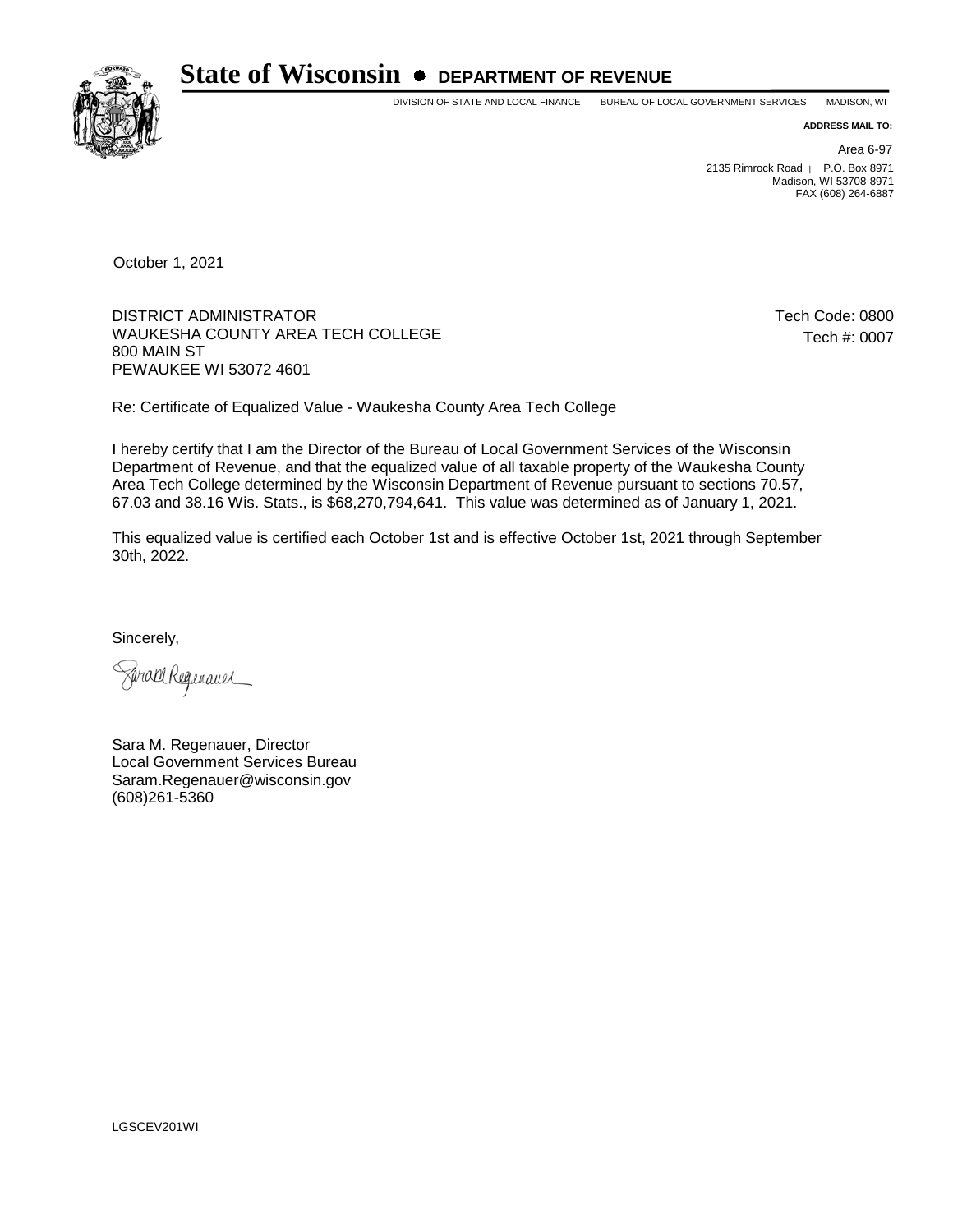# State of Wisconsin • DEPARTMENT OF REVENUE

DIVISION OF STATE AND LOCAL FINANCE | BUREAU OF LOCAL GOVERNMENT SERVICES | MADISON, WI

**ADDRESS MAIL TO:**

Area 6-97
2135 Rimrock Road | P.O. Box 8971
Madison, WI 53708-8971
FAX (608) 264-6887

October 1, 2021

DISTRICT ADMINISTRATOR
WAUKESHA COUNTY AREA TECH COLLEGE
800 MAIN ST
PEWAUKEE WI 53072 4601

Tech Code: 0800
Tech #: 0007

Re: Certificate of Equalized Value - Waukesha County Area Tech College

I hereby certify that I am the Director of the Bureau of Local Government Services of the Wisconsin Department of Revenue, and that the equalized value of all taxable property of the Waukesha County Area Tech College determined by the Wisconsin Department of Revenue pursuant to sections 70.57, 67.03 and 38.16 Wis. Stats., is $68,270,794,641. This value was determined as of January 1, 2021.

This equalized value is certified each October 1st and is effective October 1st, 2021 through September 30th, 2022.

Sincerely,

Sara M. Regenauer, Director
Local Government Services Bureau
Saram.Regenauer@wisconsin.gov
(608)261-5360

LGSCEV201WI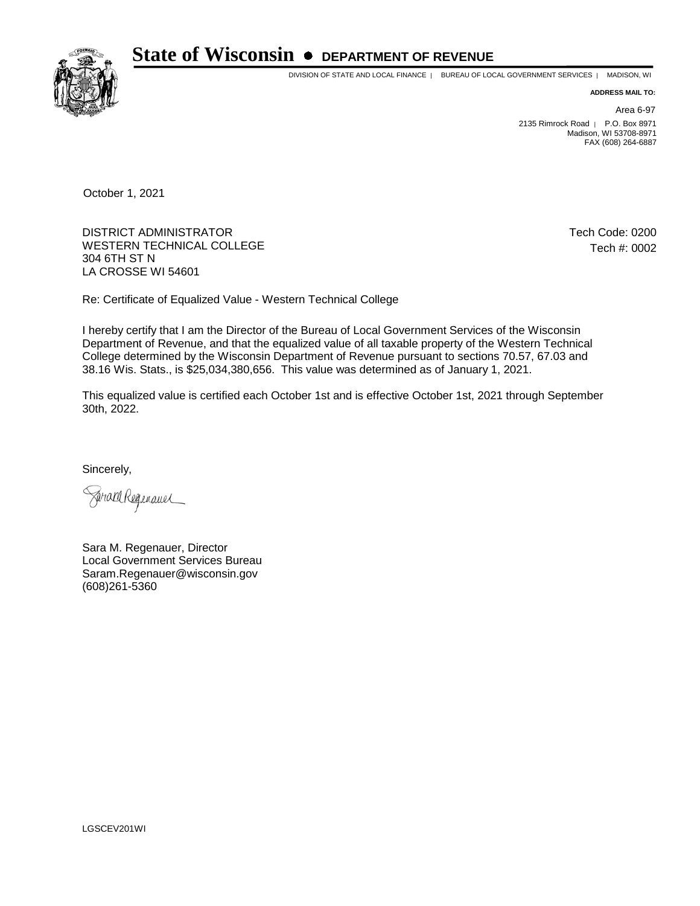# State of Wisconsin • DEPARTMENT OF REVENUE

DIVISION OF STATE AND LOCAL FINANCE | BUREAU OF LOCAL GOVERNMENT SERVICES | MADISON, WI

**ADDRESS MAIL TO:**

Area 6-97

2135 Rimrock Road | P.O. Box 8971
Madison, WI 53708-8971
FAX (608) 264-6887

October 1, 2021

DISTRICT ADMINISTRATOR
WESTERN TECHNICAL COLLEGE
304 6TH ST N
LA CROSSE WI 54601

Tech Code: 0200
Tech #: 0002

Re: Certificate of Equalized Value - Western Technical College

I hereby certify that I am the Director of the Bureau of Local Government Services of the Wisconsin Department of Revenue, and that the equalized value of all taxable property of the Western Technical College determined by the Wisconsin Department of Revenue pursuant to sections 70.57, 67.03 and 38.16 Wis. Stats., is $25,034,380,656. This value was determined as of January 1, 2021.

This equalized value is certified each October 1st and is effective October 1st, 2021 through September 30th, 2022.

Sincerely,

Sara M. Regenauer

Sara M. Regenauer, Director
Local Government Services Bureau
Saram.Regenauer@wisconsin.gov
(608)261-5360

LGSCEV201WI